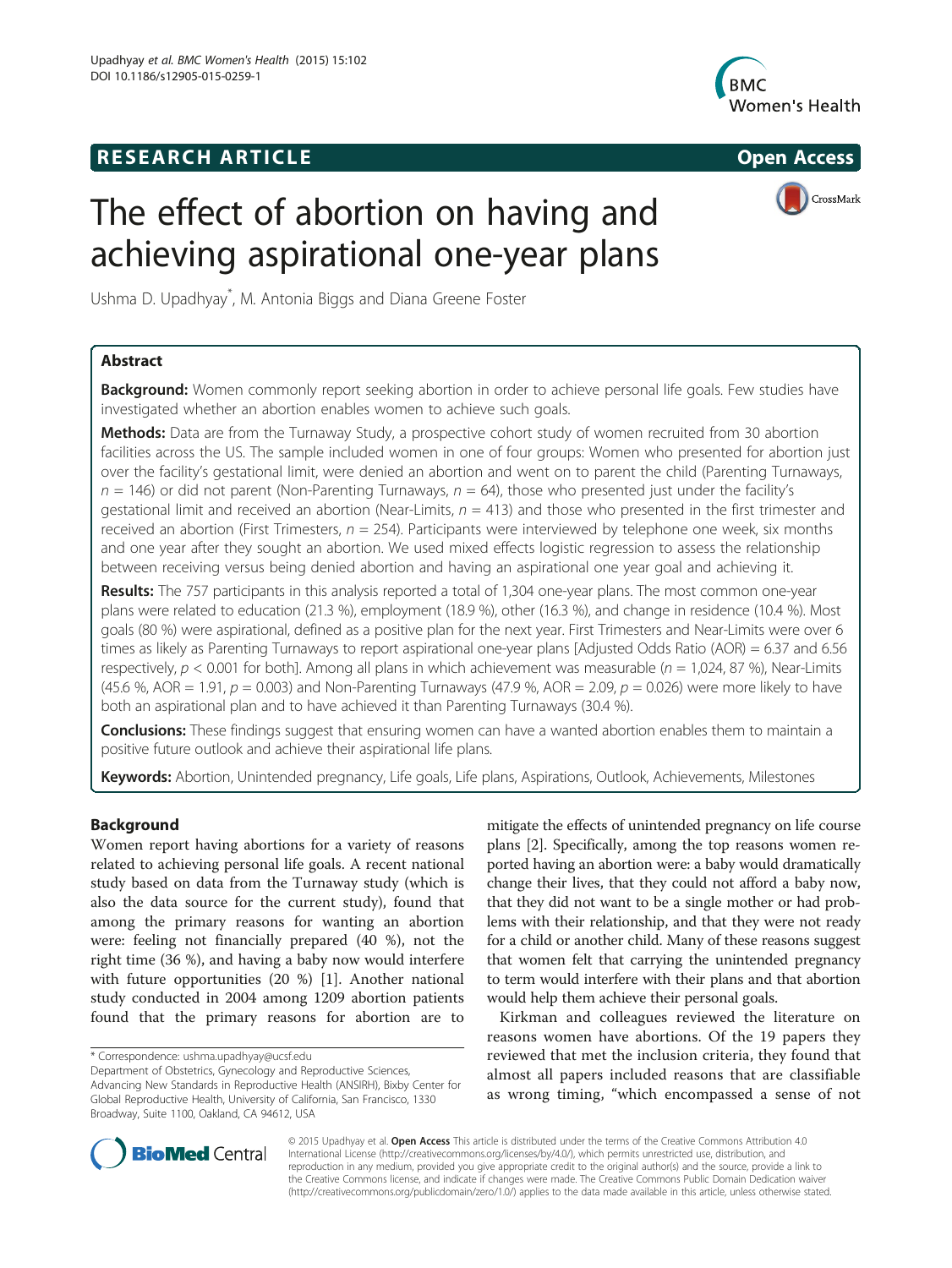**RESEARCH ARTICLE** **Open Access**

# The effect of abortion on having and achieving aspirational one-year plans

Ushma D. Upadhyay*, M. Antonia Biggs and Diana Greene Foster

## Abstract

**Background:** Women commonly report seeking abortion in order to achieve personal life goals. Few studies have investigated whether an abortion enables women to achieve such goals.

**Methods:** Data are from the Turnaway Study, a prospective cohort study of women recruited from 30 abortion facilities across the US. The sample included women in one of four groups: Women who presented for abortion just over the facility's gestational limit, were denied an abortion and went on to parent the child (Parenting Turnaways, $n = 146$) or did not parent (Non-Parenting Turnaways, $n = 64$), those who presented just under the facility's gestational limit and received an abortion (Near-Limits, $n = 413$) and those who presented in the first trimester and received an abortion (First Trimesters, $n = 254$). Participants were interviewed by telephone one week, six months and one year after they sought an abortion. We used mixed effects logistic regression to assess the relationship between receiving versus being denied abortion and having an aspirational one year goal and achieving it.

**Results:** The 757 participants in this analysis reported a total of 1,304 one-year plans. The most common one-year plans were related to education (21.3 %), employment (18.9 %), other (16.3 %), and change in residence (10.4 %). Most goals (80 %) were aspirational, defined as a positive plan for the next year. First Trimesters and Near-Limits were over 6 times as likely as Parenting Turnaways to report aspirational one-year plans [Adjusted Odds Ratio (AOR) = 6.37 and 6.56 respectively, $p < 0.001$ for both]. Among all plans in which achievement was measurable ($n = 1,024$, 87 %), Near-Limits (45.6 %, AOR = 1.91, $p = 0.003$) and Non-Parenting Turnaways (47.9 %, AOR = 2.09, $p = 0.026$) were more likely to have both an aspirational plan and to have achieved it than Parenting Turnaways (30.4 %).

**Conclusions:** These findings suggest that ensuring women can have a wanted abortion enables them to maintain a positive future outlook and achieve their aspirational life plans.

**Keywords:** Abortion, Unintended pregnancy, Life goals, Life plans, Aspirations, Outlook, Achievements, Milestones

## Background

Women report having abortions for a variety of reasons related to achieving personal life goals. A recent national study based on data from the Turnaway study (which is also the data source for the current study), found that among the primary reasons for wanting an abortion were: feeling not financially prepared (40 %), not the right time (36 %), and having a baby now would interfere with future opportunities (20 %) [1]. Another national study conducted in 2004 among 1209 abortion patients found that the primary reasons for abortion are to mitigate the effects of unintended pregnancy on life course plans [2]. Specifically, among the top reasons women reported having an abortion were: a baby would dramatically change their lives, that they could not afford a baby now, that they did not want to be a single mother or had problems with their relationship, and that they were not ready for a child or another child. Many of these reasons suggest that women felt that carrying the unintended pregnancy to term would interfere with their plans and that abortion would help them achieve their personal goals.

Kirkman and colleagues reviewed the literature on reasons women have abortions. Of the 19 papers they reviewed that met the inclusion criteria, they found that almost all papers included reasons that are classifiable as wrong timing, "which encompassed a sense of not

* Correspondence: ushma.upadhyay@ucsf.edu
Department of Obstetrics, Gynecology and Reproductive Sciences, Advancing New Standards in Reproductive Health (ANSIRH), Bixby Center for Global Reproductive Health, University of California, San Francisco, 1330 Broadway, Suite 1100, Oakland, CA 94612, USA

© 2015 Upadhyay et al. **Open Access** This article is distributed under the terms of the Creative Commons Attribution 4.0 International License (http://creativecommons.org/licenses/by/4.0/), which permits unrestricted use, distribution, and reproduction in any medium, provided you give appropriate credit to the original author(s) and the source, provide a link to the Creative Commons license, and indicate if changes were made. The Creative Commons Public Domain Dedication waiver (http://creativecommons.org/publicdomain/zero/1.0/) applies to the data made available in this article, unless otherwise stated.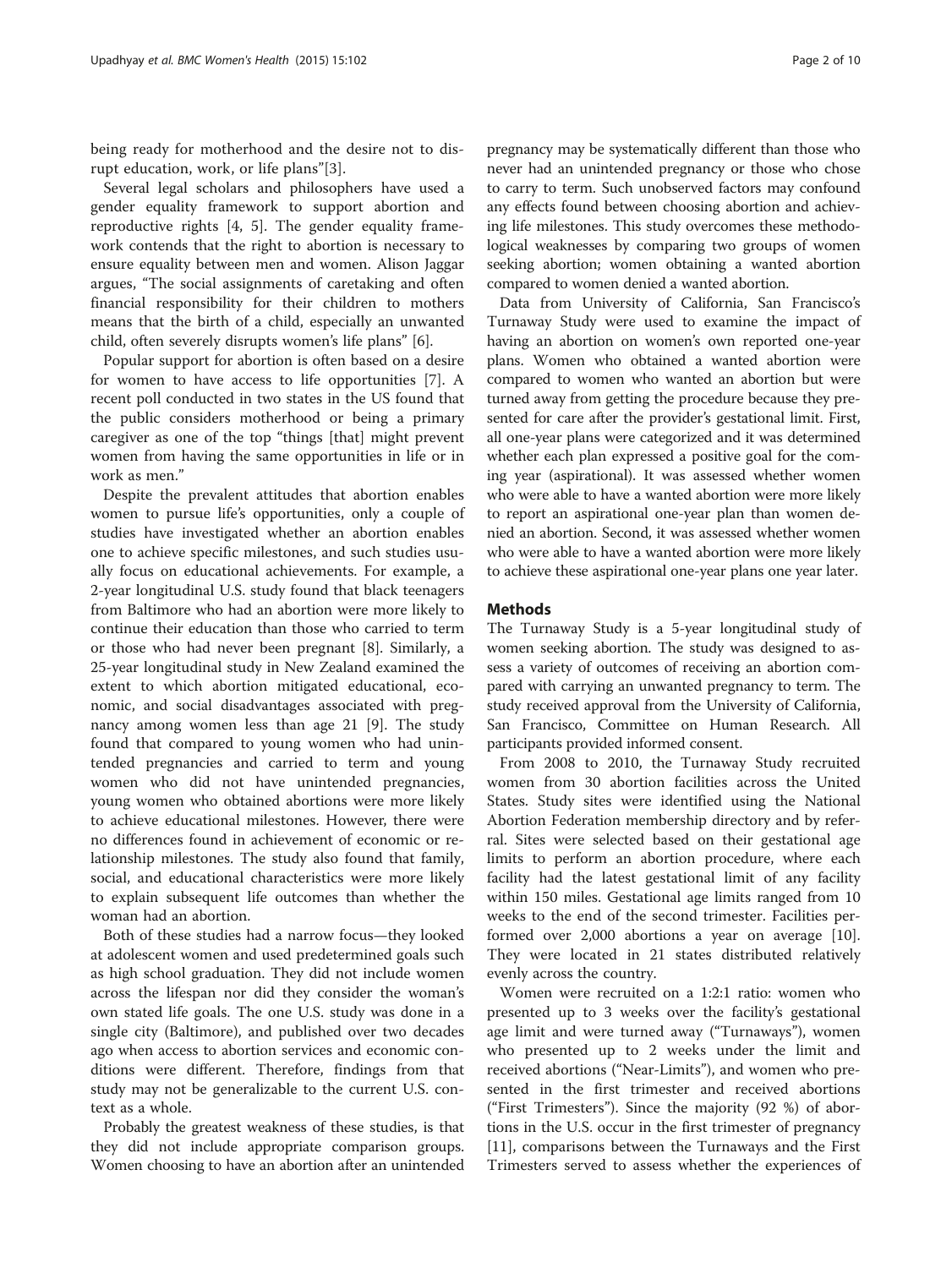being ready for motherhood and the desire not to disrupt education, work, or life plans"[3].

Several legal scholars and philosophers have used a gender equality framework to support abortion and reproductive rights [4, 5]. The gender equality framework contends that the right to abortion is necessary to ensure equality between men and women. Alison Jaggar argues, "The social assignments of caretaking and often financial responsibility for their children to mothers means that the birth of a child, especially an unwanted child, often severely disrupts women's life plans" [6].

Popular support for abortion is often based on a desire for women to have access to life opportunities [7]. A recent poll conducted in two states in the US found that the public considers motherhood or being a primary caregiver as one of the top "things [that] might prevent women from having the same opportunities in life or in work as men."

Despite the prevalent attitudes that abortion enables women to pursue life's opportunities, only a couple of studies have investigated whether an abortion enables one to achieve specific milestones, and such studies usually focus on educational achievements. For example, a 2-year longitudinal U.S. study found that black teenagers from Baltimore who had an abortion were more likely to continue their education than those who carried to term or those who had never been pregnant [8]. Similarly, a 25-year longitudinal study in New Zealand examined the extent to which abortion mitigated educational, economic, and social disadvantages associated with pregnancy among women less than age 21 [9]. The study found that compared to young women who had unintended pregnancies and carried to term and young women who did not have unintended pregnancies, young women who obtained abortions were more likely to achieve educational milestones. However, there were no differences found in achievement of economic or relationship milestones. The study also found that family, social, and educational characteristics were more likely to explain subsequent life outcomes than whether the woman had an abortion.

Both of these studies had a narrow focus—they looked at adolescent women and used predetermined goals such as high school graduation. They did not include women across the lifespan nor did they consider the woman's own stated life goals. The one U.S. study was done in a single city (Baltimore), and published over two decades ago when access to abortion services and economic conditions were different. Therefore, findings from that study may not be generalizable to the current U.S. context as a whole.

Probably the greatest weakness of these studies, is that they did not include appropriate comparison groups. Women choosing to have an abortion after an unintended pregnancy may be systematically different than those who never had an unintended pregnancy or those who chose to carry to term. Such unobserved factors may confound any effects found between choosing abortion and achieving life milestones. This study overcomes these methodological weaknesses by comparing two groups of women seeking abortion; women obtaining a wanted abortion compared to women denied a wanted abortion.

Data from University of California, San Francisco's Turnaway Study were used to examine the impact of having an abortion on women's own reported one-year plans. Women who obtained a wanted abortion were compared to women who wanted an abortion but were turned away from getting the procedure because they presented for care after the provider's gestational limit. First, all one-year plans were categorized and it was determined whether each plan expressed a positive goal for the coming year (aspirational). It was assessed whether women who were able to have a wanted abortion were more likely to report an aspirational one-year plan than women denied an abortion. Second, it was assessed whether women who were able to have a wanted abortion were more likely to achieve these aspirational one-year plans one year later.

## Methods

The Turnaway Study is a 5-year longitudinal study of women seeking abortion. The study was designed to assess a variety of outcomes of receiving an abortion compared with carrying an unwanted pregnancy to term. The study received approval from the University of California, San Francisco, Committee on Human Research. All participants provided informed consent.

From 2008 to 2010, the Turnaway Study recruited women from 30 abortion facilities across the United States. Study sites were identified using the National Abortion Federation membership directory and by referral. Sites were selected based on their gestational age limits to perform an abortion procedure, where each facility had the latest gestational limit of any facility within 150 miles. Gestational age limits ranged from 10 weeks to the end of the second trimester. Facilities performed over 2,000 abortions a year on average [10]. They were located in 21 states distributed relatively evenly across the country.

Women were recruited on a 1:2:1 ratio: women who presented up to 3 weeks over the facility's gestational age limit and were turned away ("Turnaways"), women who presented up to 2 weeks under the limit and received abortions ("Near-Limits"), and women who presented in the first trimester and received abortions ("First Trimesters"). Since the majority (92 %) of abortions in the U.S. occur in the first trimester of pregnancy [11], comparisons between the Turnaways and the First Trimesters served to assess whether the experiences of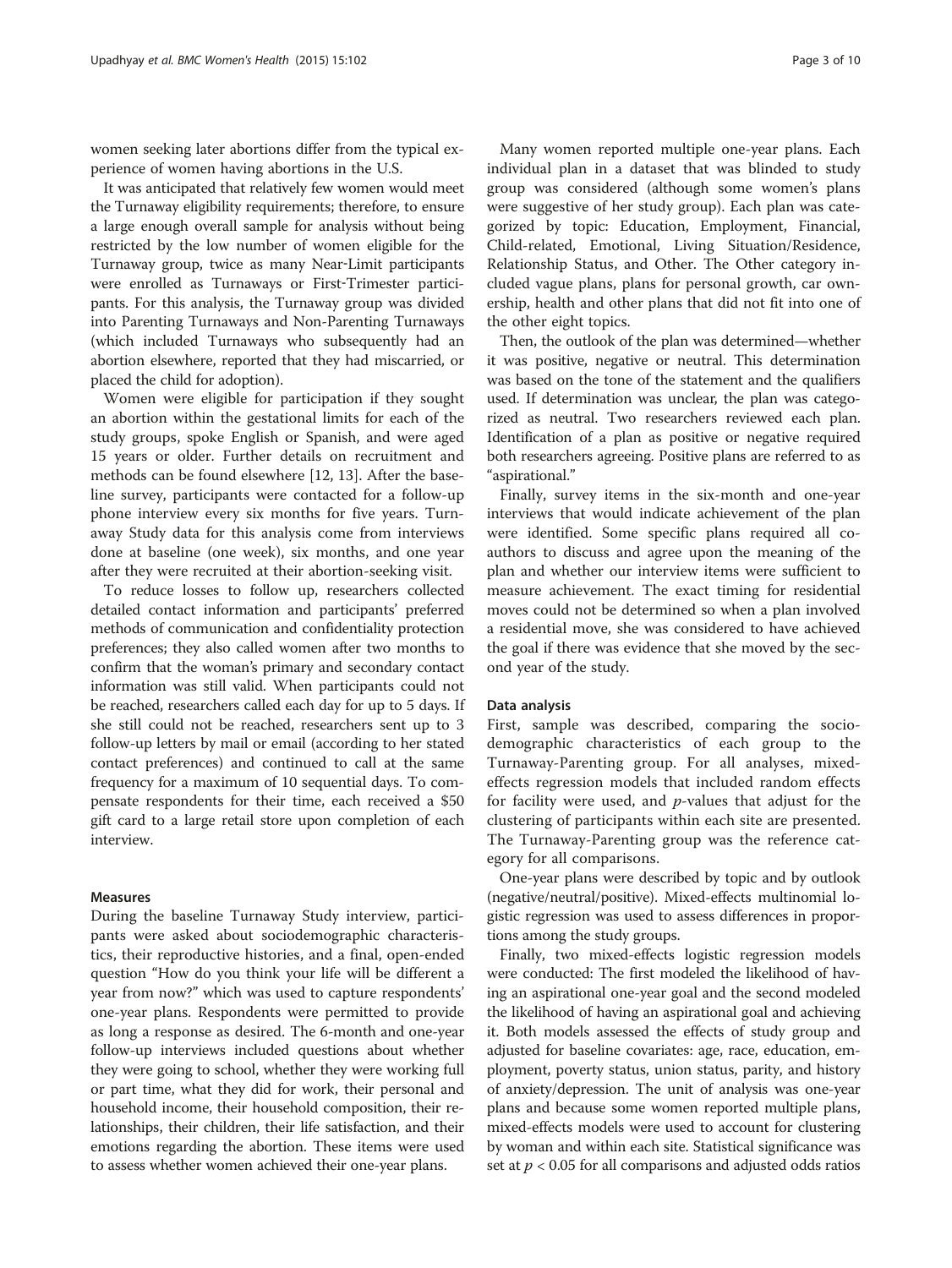women seeking later abortions differ from the typical experience of women having abortions in the U.S.

It was anticipated that relatively few women would meet the Turnaway eligibility requirements; therefore, to ensure a large enough overall sample for analysis without being restricted by the low number of women eligible for the Turnaway group, twice as many Near-Limit participants were enrolled as Turnaways or First-Trimester participants. For this analysis, the Turnaway group was divided into Parenting Turnaways and Non-Parenting Turnaways (which included Turnaways who subsequently had an abortion elsewhere, reported that they had miscarried, or placed the child for adoption).

Women were eligible for participation if they sought an abortion within the gestational limits for each of the study groups, spoke English or Spanish, and were aged 15 years or older. Further details on recruitment and methods can be found elsewhere [12, 13]. After the baseline survey, participants were contacted for a follow-up phone interview every six months for five years. Turnaway Study data for this analysis come from interviews done at baseline (one week), six months, and one year after they were recruited at their abortion-seeking visit.

To reduce losses to follow up, researchers collected detailed contact information and participants' preferred methods of communication and confidentiality protection preferences; they also called women after two months to confirm that the woman's primary and secondary contact information was still valid. When participants could not be reached, researchers called each day for up to 5 days. If she still could not be reached, researchers sent up to 3 follow-up letters by mail or email (according to her stated contact preferences) and continued to call at the same frequency for a maximum of 10 sequential days. To compensate respondents for their time, each received a $50 gift card to a large retail store upon completion of each interview.

### Measures

During the baseline Turnaway Study interview, participants were asked about sociodemographic characteristics, their reproductive histories, and a final, open-ended question "How do you think your life will be different a year from now?" which was used to capture respondents' one-year plans. Respondents were permitted to provide as long a response as desired. The 6-month and one-year follow-up interviews included questions about whether they were going to school, whether they were working full or part time, what they did for work, their personal and household income, their household composition, their relationships, their children, their life satisfaction, and their emotions regarding the abortion. These items were used to assess whether women achieved their one-year plans.

Many women reported multiple one-year plans. Each individual plan in a dataset that was blinded to study group was considered (although some women's plans were suggestive of her study group). Each plan was categorized by topic: Education, Employment, Financial, Child-related, Emotional, Living Situation/Residence, Relationship Status, and Other. The Other category included vague plans, plans for personal growth, car ownership, health and other plans that did not fit into one of the other eight topics.

Then, the outlook of the plan was determined—whether it was positive, negative or neutral. This determination was based on the tone of the statement and the qualifiers used. If determination was unclear, the plan was categorized as neutral. Two researchers reviewed each plan. Identification of a plan as positive or negative required both researchers agreeing. Positive plans are referred to as "aspirational."

Finally, survey items in the six-month and one-year interviews that would indicate achievement of the plan were identified. Some specific plans required all co-authors to discuss and agree upon the meaning of the plan and whether our interview items were sufficient to measure achievement. The exact timing for residential moves could not be determined so when a plan involved a residential move, she was considered to have achieved the goal if there was evidence that she moved by the second year of the study.

### Data analysis

First, sample was described, comparing the sociodemographic characteristics of each group to the Turnaway-Parenting group. For all analyses, mixed-effects regression models that included random effects for facility were used, and *p*-values that adjust for the clustering of participants within each site are presented. The Turnaway-Parenting group was the reference category for all comparisons.

One-year plans were described by topic and by outlook (negative/neutral/positive). Mixed-effects multinomial logistic regression was used to assess differences in proportions among the study groups.

Finally, two mixed-effects logistic regression models were conducted: The first modeled the likelihood of having an aspirational one-year goal and the second modeled the likelihood of having an aspirational goal and achieving it. Both models assessed the effects of study group and adjusted for baseline covariates: age, race, education, employment, poverty status, union status, parity, and history of anxiety/depression. The unit of analysis was one-year plans and because some women reported multiple plans, mixed-effects models were used to account for clustering by woman and within each site. Statistical significance was set at $p < 0.05$ for all comparisons and adjusted odds ratios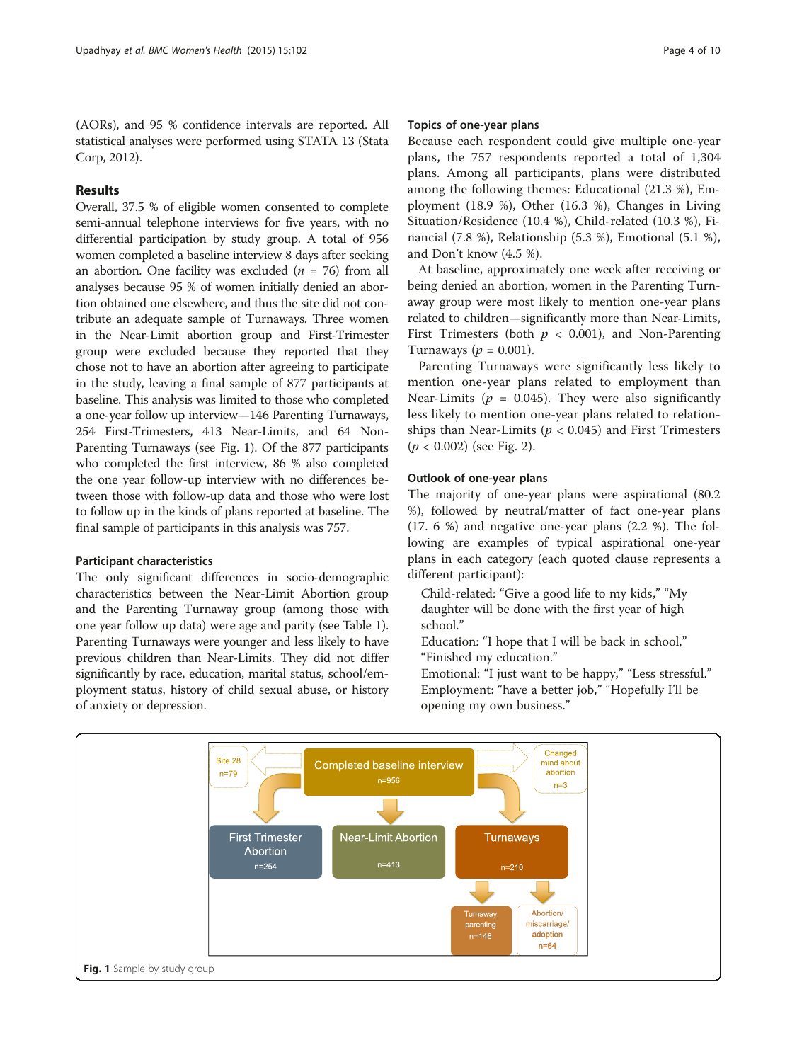(AORs), and 95 % confidence intervals are reported. All statistical analyses were performed using STATA 13 (Stata Corp, 2012).

## Results

Overall, 37.5 % of eligible women consented to complete semi-annual telephone interviews for five years, with no differential participation by study group. A total of 956 women completed a baseline interview 8 days after seeking an abortion. One facility was excluded ($n$ = 76) from all analyses because 95 % of women initially denied an abortion obtained one elsewhere, and thus the site did not contribute an adequate sample of Turnaways. Three women in the Near-Limit abortion group and First-Trimester group were excluded because they reported that they chose not to have an abortion after agreeing to participate in the study, leaving a final sample of 877 participants at baseline. This analysis was limited to those who completed a one-year follow up interview—146 Parenting Turnaways, 254 First-Trimesters, 413 Near-Limits, and 64 Non-Parenting Turnaways (see Fig. 1). Of the 877 participants who completed the first interview, 86 % also completed the one year follow-up interview with no differences between those with follow-up data and those who were lost to follow up in the kinds of plans reported at baseline. The final sample of participants in this analysis was 757.

### Participant characteristics

The only significant differences in socio-demographic characteristics between the Near-Limit Abortion group and the Parenting Turnaway group (among those with one year follow up data) were age and parity (see Table 1). Parenting Turnaways were younger and less likely to have previous children than Near-Limits. They did not differ significantly by race, education, marital status, school/employment status, history of child sexual abuse, or history of anxiety or depression.

### Topics of one-year plans

Because each respondent could give multiple one-year plans, the 757 respondents reported a total of 1,304 plans. Among all participants, plans were distributed among the following themes: Educational (21.3 %), Employment (18.9 %), Other (16.3 %), Changes in Living Situation/Residence (10.4 %), Child-related (10.3 %), Financial (7.8 %), Relationship (5.3 %), Emotional (5.1 %), and Don't know (4.5 %).

At baseline, approximately one week after receiving or being denied an abortion, women in the Parenting Turnaway group were most likely to mention one-year plans related to children—significantly more than Near-Limits, First Trimesters (both $p < 0.001$), and Non-Parenting Turnaways ($p = 0.001$).

Parenting Turnaways were significantly less likely to mention one-year plans related to employment than Near-Limits ($p = 0.045$). They were also significantly less likely to mention one-year plans related to relationships than Near-Limits ($p < 0.045$) and First Trimesters ($p < 0.002$) (see Fig. 2).

### Outlook of one-year plans

The majority of one-year plans were aspirational (80.2 %), followed by neutral/matter of fact one-year plans (17. 6 %) and negative one-year plans (2.2 %). The following are examples of typical aspirational one-year plans in each category (each quoted clause represents a different participant):

> Child-related: "Give a good life to my kids," "My daughter will be done with the first year of high school."
> Education: "I hope that I will be back in school," "Finished my education."
> Emotional: "I just want to be happy," "Less stressful."
> Employment: "have a better job," "Hopefully I'll be opening my own business."

| Site 28 n=79 | ← | Completed baseline interview n=956 | → | Changed mind about abortion n=3 |
|---|---|---|---|---|
| First Trimester Abortion n=254 | | Near-Limit Abortion n=413 | | Turnaways n=210 |
| | | | Turnaway parenting n=146 | Abortion/ miscarriage/ adoption n=64 |

**Fig. 1** Sample by study group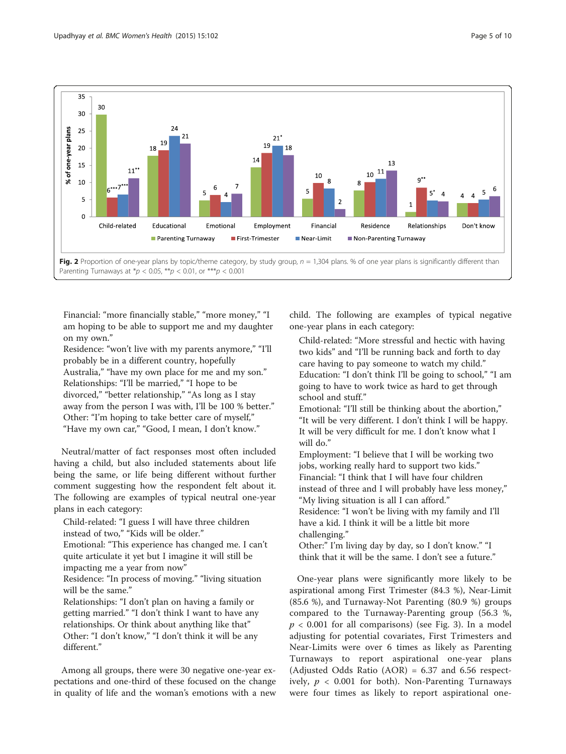35
30
25
20
15
10
5
0

% of one-year plans

Child-related: 30, 6***, 7***, 11**
Educational: 18, 19, 24, 21
Emotional: 5, 6, 4, 7
Employment: 14, 19, 21*, 18
Financial: 5, 10, 8, 2
Residence: 8, 10, 11, 13
Relationships: 1, 9**, 5*, 4
Don't know: 4, 4, 5, 6

Parenting Turnaway, First-Trimester, Near-Limit, Non-Parenting Turnaway

**Fig. 2** Proportion of one-year plans by topic/theme category, by study group, $n$ = 1,304 plans. % of one year plans is significantly different than Parenting Turnaways at *$p < 0.05$, **$p < 0.01$, or ***$p < 0.001$

Financial: "more financially stable," "more money," "I am hoping to be able to support me and my daughter on my own."
Residence: "won't live with my parents anymore," "I'll probably be in a different country, hopefully Australia," "have my own place for me and my son."
Relationships: "I'll be married," "I hope to be divorced," "better relationship," "As long as I stay away from the person I was with, I'll be 100 % better."
Other: "I'm hoping to take better care of myself," "Have my own car," "Good, I mean, I don't know."

Neutral/matter of fact responses most often included having a child, but also included statements about life being the same, or life being different without further comment suggesting how the respondent felt about it. The following are examples of typical neutral one-year plans in each category:

Child-related: "I guess I will have three children instead of two," "Kids will be older."
Emotional: "This experience has changed me. I can't quite articulate it yet but I imagine it will still be impacting me a year from now"
Residence: "In process of moving." "living situation will be the same."
Relationships: "I don't plan on having a family or getting married." "I don't think I want to have any relationships. Or think about anything like that"
Other: "I don't know," "I don't think it will be any different."

Among all groups, there were 30 negative one-year expectations and one-third of these focused on the change in quality of life and the woman's emotions with a new child. The following are examples of typical negative one-year plans in each category:

Child-related: "More stressful and hectic with having two kids" and "I'll be running back and forth to day care having to pay someone to watch my child."
Education: "I don't think I'll be going to school," "I am going to have to work twice as hard to get through school and stuff."
Emotional: "I'll still be thinking about the abortion," "It will be very different. I don't think I will be happy. It will be very difficult for me. I don't know what I will do."
Employment: "I believe that I will be working two jobs, working really hard to support two kids."
Financial: "I think that I will have four children instead of three and I will probably have less money," "My living situation is all I can afford."
Residence: "I won't be living with my family and I'll have a kid. I think it will be a little bit more challenging."
Other:" I'm living day by day, so I don't know." "I think that it will be the same. I don't see a future."

One-year plans were significantly more likely to be aspirational among First Trimester (84.3 %), Near-Limit (85.6 %), and Turnaway-Not Parenting (80.9 %) groups compared to the Turnaway-Parenting group (56.3 %, $p < 0.001$ for all comparisons) (see Fig. 3). In a model adjusting for potential covariates, First Trimesters and Near-Limits were over 6 times as likely as Parenting Turnaways to report aspirational one-year plans (Adjusted Odds Ratio (AOR) = 6.37 and 6.56 respectively, $p < 0.001$ for both). Non-Parenting Turnaways were four times as likely to report aspirational one-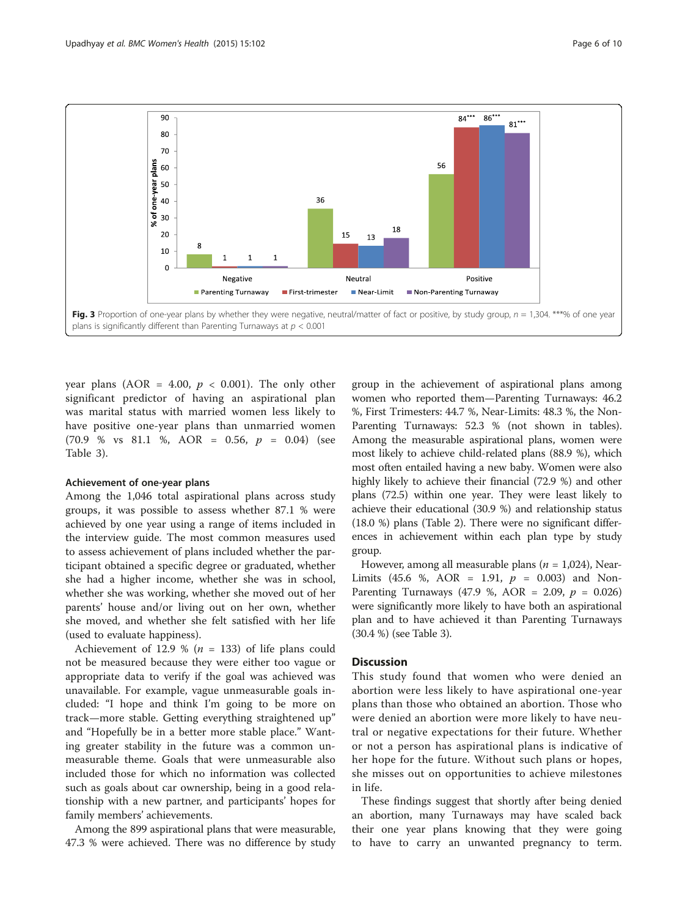**Fig. 3** Proportion of one-year plans by whether they were negative, neutral/matter of fact or positive, by study group, $n$ = 1,304. ***% of one year plans is significantly different than Parenting Turnaways at $p < 0.001$

year plans (AOR = 4.00, $p < 0.001$). The only other significant predictor of having an aspirational plan was marital status with married women less likely to have positive one-year plans than unmarried women (70.9 % vs 81.1 %, AOR = 0.56, $p$ = 0.04) (see Table 3).

### Achievement of one-year plans

Among the 1,046 total aspirational plans across study groups, it was possible to assess whether 87.1 % were achieved by one year using a range of items included in the interview guide. The most common measures used to assess achievement of plans included whether the participant obtained a specific degree or graduated, whether she had a higher income, whether she was in school, whether she was working, whether she moved out of her parents' house and/or living out on her own, whether she moved, and whether she felt satisfied with her life (used to evaluate happiness).

Achievement of 12.9 % ($n$ = 133) of life plans could not be measured because they were either too vague or appropriate data to verify if the goal was achieved was unavailable. For example, vague unmeasurable goals included: "I hope and think I'm going to be more on track—more stable. Getting everything straightened up" and "Hopefully be in a better more stable place." Wanting greater stability in the future was a common unmeasurable theme. Goals that were unmeasurable also included those for which no information was collected such as goals about car ownership, being in a good relationship with a new partner, and participants' hopes for family members' achievements.

Among the 899 aspirational plans that were measurable, 47.3 % were achieved. There was no difference by study group in the achievement of aspirational plans among women who reported them—Parenting Turnaways: 46.2 %, First Trimesters: 44.7 %, Near-Limits: 48.3 %, the Non-Parenting Turnaways: 52.3 % (not shown in tables). Among the measurable aspirational plans, women were most likely to achieve child-related plans (88.9 %), which most often entailed having a new baby. Women were also highly likely to achieve their financial (72.9 %) and other plans (72.5) within one year. They were least likely to achieve their educational (30.9 %) and relationship status (18.0 %) plans (Table 2). There were no significant differences in achievement within each plan type by study group.

However, among all measurable plans ($n$ = 1,024), Near-Limits (45.6 %, AOR = 1.91, $p$ = 0.003) and Non-Parenting Turnaways (47.9 %, AOR = 2.09, $p$ = 0.026) were significantly more likely to have both an aspirational plan and to have achieved it than Parenting Turnaways (30.4 %) (see Table 3).

## Discussion

This study found that women who were denied an abortion were less likely to have aspirational one-year plans than those who obtained an abortion. Those who were denied an abortion were more likely to have neutral or negative expectations for their future. Whether or not a person has aspirational plans is indicative of her hope for the future. Without such plans or hopes, she misses out on opportunities to achieve milestones in life.

These findings suggest that shortly after being denied an abortion, many Turnaways may have scaled back their one year plans knowing that they were going to have to carry an unwanted pregnancy to term.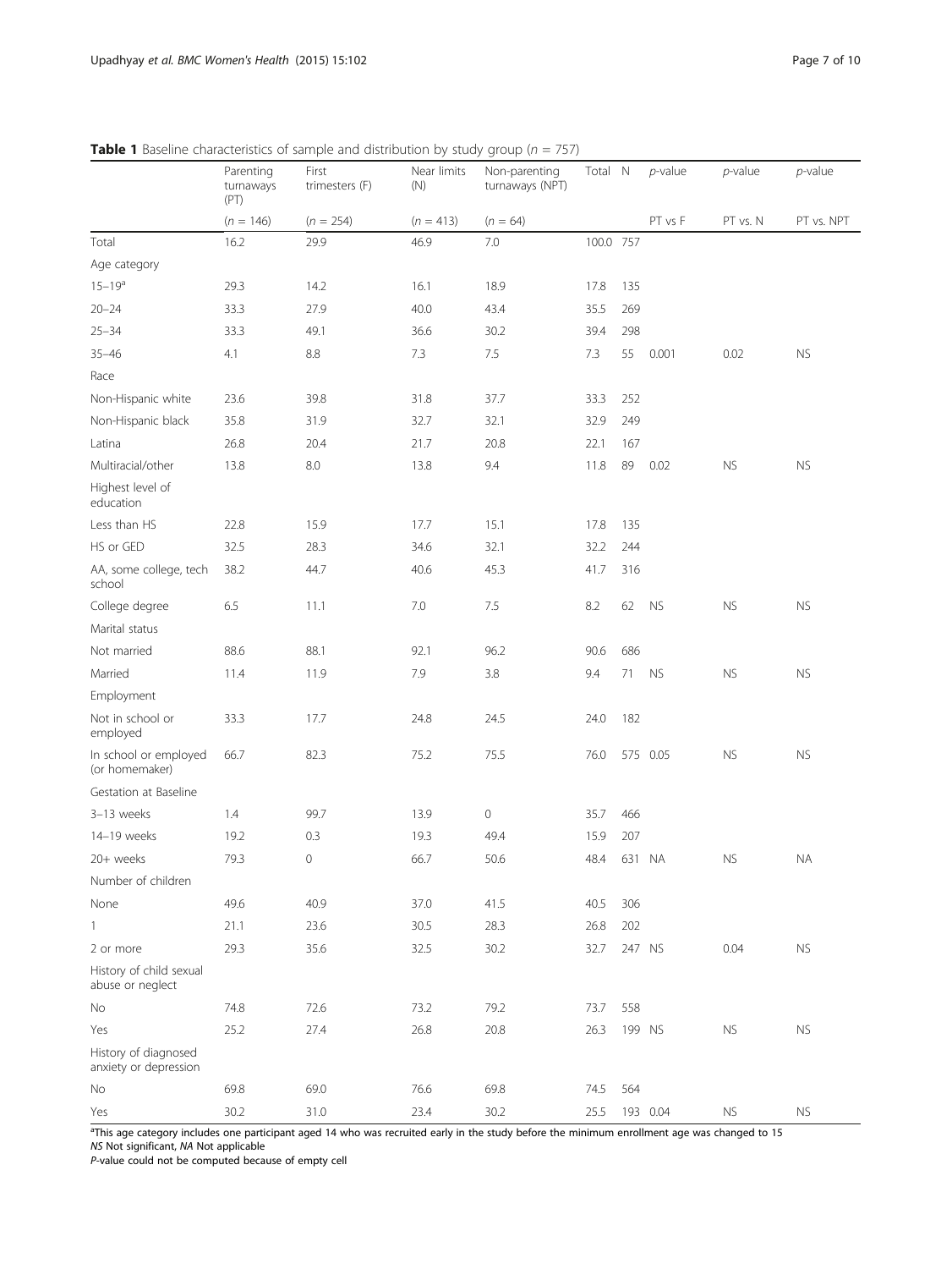**Table 1** Baseline characteristics of sample and distribution by study group ($n$ = 757)

| | Parenting turnaways (PT) | First trimesters (F) | Near limits (N) | Non-parenting turnaways (NPT) | Total | N | *p*-value | *p*-value | *p*-value |
|---|---|---|---|---|---|---|---|---|---|
| | ($n$ = 146) | ($n$ = 254) | ($n$ = 413) | ($n$ = 64) | | | PT vs F | PT vs. N | PT vs. NPT |
| Total | 16.2 | 29.9 | 46.9 | 7.0 | 100.0 | 757 | | | |
| Age category | | | | | | | | | |
| 15–19[a] | 29.3 | 14.2 | 16.1 | 18.9 | 17.8 | 135 | | | |
| 20–24 | 33.3 | 27.9 | 40.0 | 43.4 | 35.5 | 269 | | | |
| 25–34 | 33.3 | 49.1 | 36.6 | 30.2 | 39.4 | 298 | | | |
| 35–46 | 4.1 | 8.8 | 7.3 | 7.5 | 7.3 | 55 | 0.001 | 0.02 | NS |
| Race | | | | | | | | | |
| Non-Hispanic white | 23.6 | 39.8 | 31.8 | 37.7 | 33.3 | 252 | | | |
| Non-Hispanic black | 35.8 | 31.9 | 32.7 | 32.1 | 32.9 | 249 | | | |
| Latina | 26.8 | 20.4 | 21.7 | 20.8 | 22.1 | 167 | | | |
| Multiracial/other | 13.8 | 8.0 | 13.8 | 9.4 | 11.8 | 89 | 0.02 | NS | NS |
| Highest level of education | | | | | | | | | |
| Less than HS | 22.8 | 15.9 | 17.7 | 15.1 | 17.8 | 135 | | | |
| HS or GED | 32.5 | 28.3 | 34.6 | 32.1 | 32.2 | 244 | | | |
| AA, some college, tech school | 38.2 | 44.7 | 40.6 | 45.3 | 41.7 | 316 | | | |
| College degree | 6.5 | 11.1 | 7.0 | 7.5 | 8.2 | 62 | NS | NS | NS |
| Marital status | | | | | | | | | |
| Not married | 88.6 | 88.1 | 92.1 | 96.2 | 90.6 | 686 | | | |
| Married | 11.4 | 11.9 | 7.9 | 3.8 | 9.4 | 71 | NS | NS | NS |
| Employment | | | | | | | | | |
| Not in school or employed | 33.3 | 17.7 | 24.8 | 24.5 | 24.0 | 182 | | | |
| In school or employed (or homemaker) | 66.7 | 82.3 | 75.2 | 75.5 | 76.0 | 575 | 0.05 | NS | NS |
| Gestation at Baseline | | | | | | | | | |
| 3–13 weeks | 1.4 | 99.7 | 13.9 | 0 | 35.7 | 466 | | | |
| 14–19 weeks | 19.2 | 0.3 | 19.3 | 49.4 | 15.9 | 207 | | | |
| 20+ weeks | 79.3 | 0 | 66.7 | 50.6 | 48.4 | 631 | NA | NS | NA |
| Number of children | | | | | | | | | |
| None | 49.6 | 40.9 | 37.0 | 41.5 | 40.5 | 306 | | | |
| 1 | 21.1 | 23.6 | 30.5 | 28.3 | 26.8 | 202 | | | |
| 2 or more | 29.3 | 35.6 | 32.5 | 30.2 | 32.7 | 247 | NS | 0.04 | NS |
| History of child sexual abuse or neglect | | | | | | | | | |
| No | 74.8 | 72.6 | 73.2 | 79.2 | 73.7 | 558 | | | |
| Yes | 25.2 | 27.4 | 26.8 | 20.8 | 26.3 | 199 | NS | NS | NS |
| History of diagnosed anxiety or depression | | | | | | | | | |
| No | 69.8 | 69.0 | 76.6 | 69.8 | 74.5 | 564 | | | |
| Yes | 30.2 | 31.0 | 23.4 | 30.2 | 25.5 | 193 | 0.04 | NS | NS |

[a]This age category includes one participant aged 14 who was recruited early in the study before the minimum enrollment age was changed to 15
*NS* Not significant, *NA* Not applicable
*P*-value could not be computed because of empty cell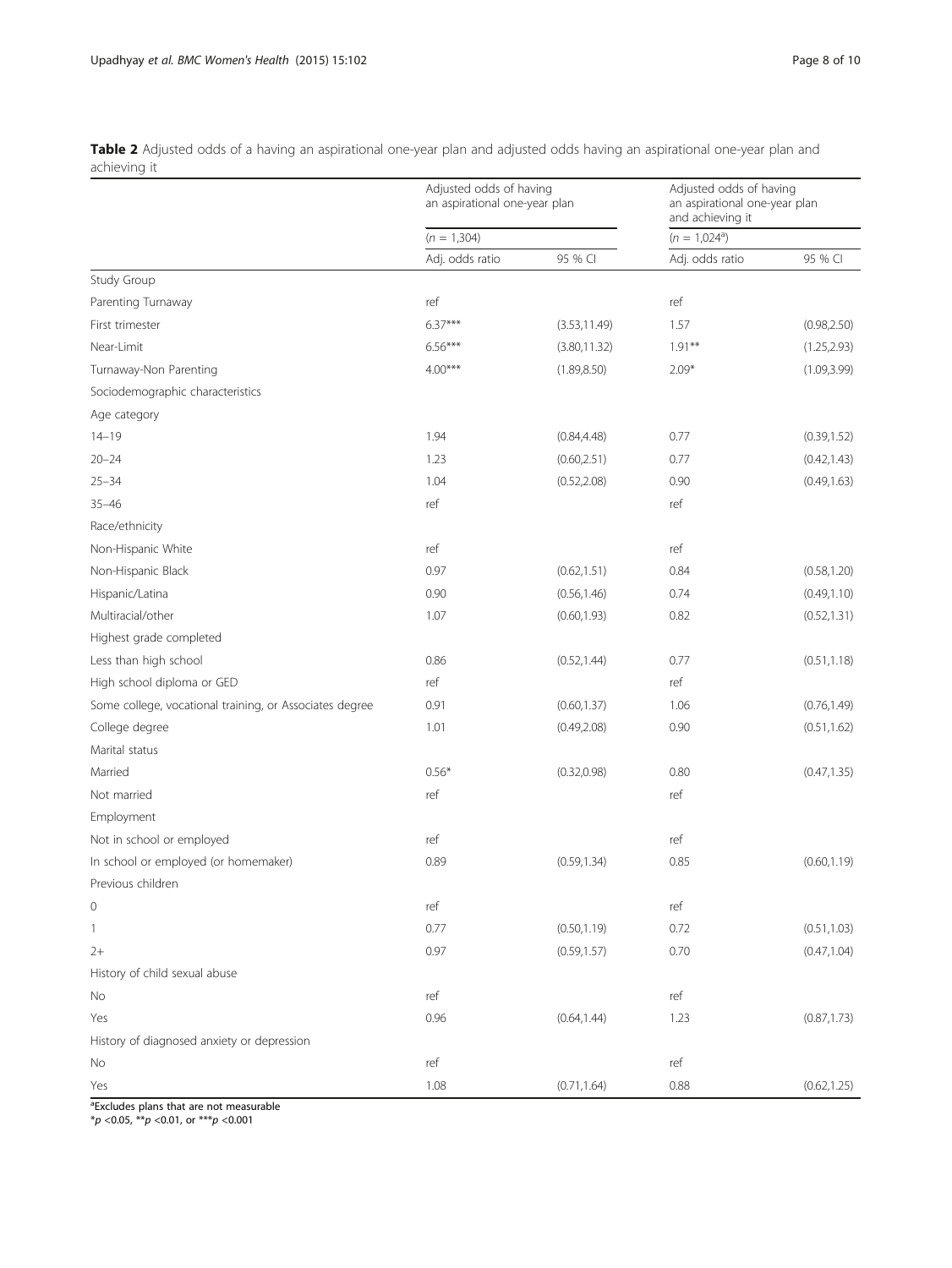**Table 2** Adjusted odds of a having an aspirational one-year plan and adjusted odds having an aspirational one-year plan and achieving it

| | Adjusted odds of having an aspirational one-year plan | | Adjusted odds of having an aspirational one-year plan and achieving it | |
|---|---|---|---|---|
| | ($n$ = 1,304) | | ($n$ = 1,024[a]) | |
| | Adj. odds ratio | 95 % CI | Adj. odds ratio | 95 % CI |
| Study Group | | | | |
| Parenting Turnaway | ref | | ref | |
| First trimester | 6.37*** | (3.53,11.49) | 1.57 | (0.98,2.50) |
| Near-Limit | 6.56*** | (3.80,11.32) | 1.91** | (1.25,2.93) |
| Turnaway-Non Parenting | 4.00*** | (1.89,8.50) | 2.09* | (1.09,3.99) |
| Sociodemographic characteristics | | | | |
| Age category | | | | |
| 14–19 | 1.94 | (0.84,4.48) | 0.77 | (0.39,1.52) |
| 20–24 | 1.23 | (0.60,2.51) | 0.77 | (0.42,1.43) |
| 25–34 | 1.04 | (0.52,2.08) | 0.90 | (0.49,1.63) |
| 35–46 | ref | | ref | |
| Race/ethnicity | | | | |
| Non-Hispanic White | ref | | ref | |
| Non-Hispanic Black | 0.97 | (0.62,1.51) | 0.84 | (0.58,1.20) |
| Hispanic/Latina | 0.90 | (0.56,1.46) | 0.74 | (0.49,1.10) |
| Multiracial/other | 1.07 | (0.60,1.93) | 0.82 | (0.52,1.31) |
| Highest grade completed | | | | |
| Less than high school | 0.86 | (0.52,1.44) | 0.77 | (0.51,1.18) |
| High school diploma or GED | ref | | ref | |
| Some college, vocational training, or Associates degree | 0.91 | (0.60,1.37) | 1.06 | (0.76,1.49) |
| College degree | 1.01 | (0.49,2.08) | 0.90 | (0.51,1.62) |
| Marital status | | | | |
| Married | 0.56* | (0.32,0.98) | 0.80 | (0.47,1.35) |
| Not married | ref | | ref | |
| Employment | | | | |
| Not in school or employed | ref | | ref | |
| In school or employed (or homemaker) | 0.89 | (0.59,1.34) | 0.85 | (0.60,1.19) |
| Previous children | | | | |
| 0 | ref | | ref | |
| 1 | 0.77 | (0.50,1.19) | 0.72 | (0.51,1.03) |
| 2+ | 0.97 | (0.59,1.57) | 0.70 | (0.47,1.04) |
| History of child sexual abuse | | | | |
| No | ref | | ref | |
| Yes | 0.96 | (0.64,1.44) | 1.23 | (0.87,1.73) |
| History of diagnosed anxiety or depression | | | | |
| No | ref | | ref | |
| Yes | 1.08 | (0.71,1.64) | 0.88 | (0.62,1.25) |

[a]Excludes plans that are not measurable

*$p$ <0.05, **$p$ <0.01, or ***$p$ <0.001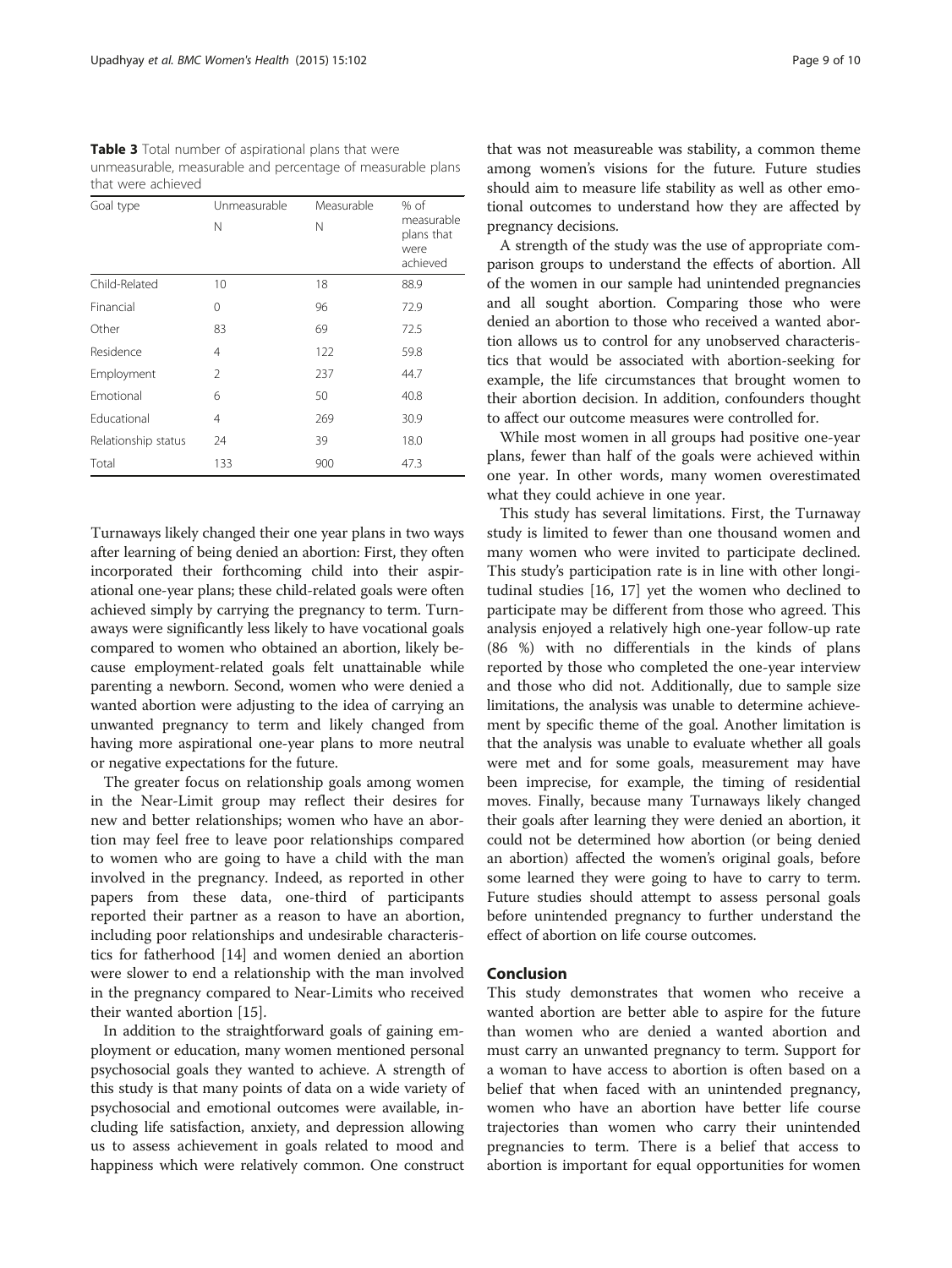**Table 3** Total number of aspirational plans that were unmeasurable, measurable and percentage of measurable plans that were achieved

| Goal type | Unmeasurable N | Measurable N | % of measurable plans that were achieved |
|---|---|---|---|
| Child-Related | 10 | 18 | 88.9 |
| Financial | 0 | 96 | 72.9 |
| Other | 83 | 69 | 72.5 |
| Residence | 4 | 122 | 59.8 |
| Employment | 2 | 237 | 44.7 |
| Emotional | 6 | 50 | 40.8 |
| Educational | 4 | 269 | 30.9 |
| Relationship status | 24 | 39 | 18.0 |
| Total | 133 | 900 | 47.3 |

Turnaways likely changed their one year plans in two ways after learning of being denied an abortion: First, they often incorporated their forthcoming child into their aspirational one-year plans; these child-related goals were often achieved simply by carrying the pregnancy to term. Turnaways were significantly less likely to have vocational goals compared to women who obtained an abortion, likely because employment-related goals felt unattainable while parenting a newborn. Second, women who were denied a wanted abortion were adjusting to the idea of carrying an unwanted pregnancy to term and likely changed from having more aspirational one-year plans to more neutral or negative expectations for the future.

The greater focus on relationship goals among women in the Near-Limit group may reflect their desires for new and better relationships; women who have an abortion may feel free to leave poor relationships compared to women who are going to have a child with the man involved in the pregnancy. Indeed, as reported in other papers from these data, one-third of participants reported their partner as a reason to have an abortion, including poor relationships and undesirable characteristics for fatherhood [14] and women denied an abortion were slower to end a relationship with the man involved in the pregnancy compared to Near-Limits who received their wanted abortion [15].

In addition to the straightforward goals of gaining employment or education, many women mentioned personal psychosocial goals they wanted to achieve. A strength of this study is that many points of data on a wide variety of psychosocial and emotional outcomes were available, including life satisfaction, anxiety, and depression allowing us to assess achievement in goals related to mood and happiness which were relatively common. One construct that was not measureable was stability, a common theme among women's visions for the future. Future studies should aim to measure life stability as well as other emotional outcomes to understand how they are affected by pregnancy decisions.

A strength of the study was the use of appropriate comparison groups to understand the effects of abortion. All of the women in our sample had unintended pregnancies and all sought abortion. Comparing those who were denied an abortion to those who received a wanted abortion allows us to control for any unobserved characteristics that would be associated with abortion-seeking for example, the life circumstances that brought women to their abortion decision. In addition, confounders thought to affect our outcome measures were controlled for.

While most women in all groups had positive one-year plans, fewer than half of the goals were achieved within one year. In other words, many women overestimated what they could achieve in one year.

This study has several limitations. First, the Turnaway study is limited to fewer than one thousand women and many women who were invited to participate declined. This study's participation rate is in line with other longitudinal studies [16, 17] yet the women who declined to participate may be different from those who agreed. This analysis enjoyed a relatively high one-year follow-up rate (86 %) with no differentials in the kinds of plans reported by those who completed the one-year interview and those who did not. Additionally, due to sample size limitations, the analysis was unable to determine achievement by specific theme of the goal. Another limitation is that the analysis was unable to evaluate whether all goals were met and for some goals, measurement may have been imprecise, for example, the timing of residential moves. Finally, because many Turnaways likely changed their goals after learning they were denied an abortion, it could not be determined how abortion (or being denied an abortion) affected the women's original goals, before some learned they were going to have to carry to term. Future studies should attempt to assess personal goals before unintended pregnancy to further understand the effect of abortion on life course outcomes.

## Conclusion

This study demonstrates that women who receive a wanted abortion are better able to aspire for the future than women who are denied a wanted abortion and must carry an unwanted pregnancy to term. Support for a woman to have access to abortion is often based on a belief that when faced with an unintended pregnancy, women who have an abortion have better life course trajectories than women who carry their unintended pregnancies to term. There is a belief that access to abortion is important for equal opportunities for women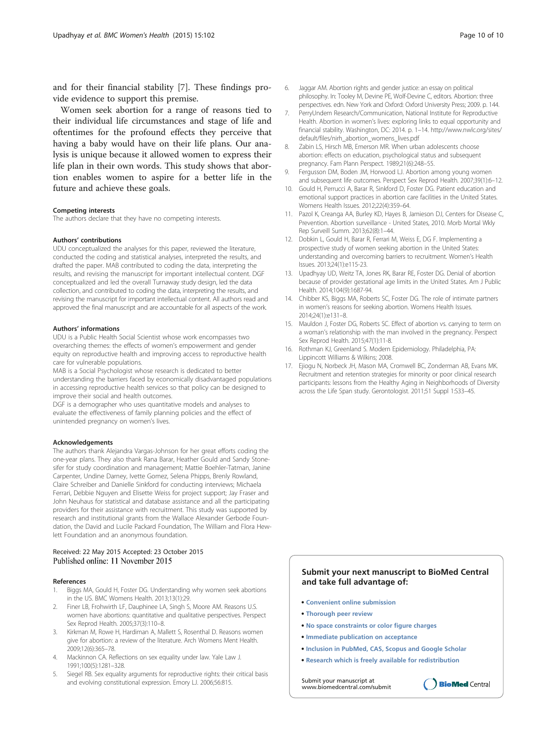and for their financial stability [7]. These findings provide evidence to support this premise.

Women seek abortion for a range of reasons tied to their individual life circumstances and stage of life and oftentimes for the profound effects they perceive that having a baby would have on their life plans. Our analysis is unique because it allowed women to express their life plan in their own words. This study shows that abortion enables women to aspire for a better life in the future and achieve these goals.

### Competing interests

The authors declare that they have no competing interests.

### Authors' contributions

UDU conceptualized the analyses for this paper, reviewed the literature, conducted the coding and statistical analyses, interpreted the results, and drafted the paper. MAB contributed to coding the data, interpreting the results, and revising the manuscript for important intellectual content. DGF conceptualized and led the overall Turnaway study design, led the data collection, and contributed to coding the data, interpreting the results, and revising the manuscript for important intellectual content. All authors read and approved the final manuscript and are accountable for all aspects of the work.

### Authors' informations

UDU is a Public Health Social Scientist whose work encompasses two overarching themes: the effects of women's empowerment and gender equity on reproductive health and improving access to reproductive health care for vulnerable populations.

MAB is a Social Psychologist whose research is dedicated to better understanding the barriers faced by economically disadvantaged populations in accessing reproductive health services so that policy can be designed to improve their social and health outcomes.

DGF is a demographer who uses quantitative models and analyses to evaluate the effectiveness of family planning policies and the effect of unintended pregnancy on women's lives.

### Acknowledgements

The authors thank Alejandra Vargas-Johnson for her great efforts coding the one-year plans. They also thank Rana Barar, Heather Gould and Sandy Stonesifer for study coordination and management; Mattie Boehler-Tatman, Janine Carpenter, Undine Darney, Ivette Gomez, Selena Phipps, Brenly Rowland, Claire Schreiber and Danielle Sinkford for conducting interviews; Michaela Ferrari, Debbie Nguyen and Elisette Weiss for project support; Jay Fraser and John Neuhaus for statistical and database assistance and all the participating providers for their assistance with recruitment. This study was supported by research and institutional grants from the Wallace Alexander Gerbode Foundation, the David and Lucile Packard Foundation, The William and Flora Hewlett Foundation and an anonymous foundation.

Received: 22 May 2015 Accepted: 23 October 2015
Published online: 11 November 2015

### References

1. Biggs MA, Gould H, Foster DG. Understanding why women seek abortions in the US. BMC Womens Health. 2013;13(1):29.
2. Finer LB, Frohwirth LF, Dauphinee LA, Singh S, Moore AM. Reasons U.S. women have abortions: quantitative and qualitative perspectives. Perspect Sex Reprod Health. 2005;37(3):110–8.
3. Kirkman M, Rowe H, Hardiman A, Mallett S, Rosenthal D. Reasons women give for abortion: a review of the literature. Arch Womens Ment Health. 2009;12(6):365–78.
4. Mackinnon CA. Reflections on sex equality under law. Yale Law J. 1991;100(5):1281–328.
5. Siegel RB. Sex equality arguments for reproductive rights: their critical basis and evolving constitutional expression. Emory LJ. 2006;56:815.
6. Jaggar AM. Abortion rights and gender justice: an essay on political philosophy. In: Tooley M, Devine PE, Wolf-Devine C, editors. Abortion: three perspectives. edn. New York and Oxford: Oxford University Press; 2009. p. 144.
7. PerryUndem Research/Communication, National Institute for Reproductive Health. Abortion in women's lives: exploring links to equal opportunity and financial stability. Washington, DC: 2014. p. 1–14. http://www.nwlc.org/sites/default/files/nirh_abortion_womens_lives.pdf
8. Zabin LS, Hirsch MB, Emerson MR. When urban adolescents choose abortion: effects on education, psychological status and subsequent pregnancy. Fam Plann Perspect. 1989;21(6):248–55.
9. Fergusson DM, Boden JM, Horwood LJ. Abortion among young women and subsequent life outcomes. Perspect Sex Reprod Health. 2007;39(1):6–12.
10. Gould H, Perrucci A, Barar R, Sinkford D, Foster DG. Patient education and emotional support practices in abortion care facilities in the United States. Womens Health Issues. 2012;22(4):359–64.
11. Pazol K, Creanga AA, Burley KD, Hayes B, Jamieson DJ, Centers for Disease C, Prevention. Abortion surveillance - United States, 2010. Morb Mortal Wkly Rep Surveill Summ. 2013;62(8):1–44.
12. Dobkin L, Gould H, Barar R, Ferrari M, Weiss E, DG F. Implementing a prospective study of women seeking abortion in the United States: understanding and overcoming barriers to recruitment. Women's Health Issues. 2013;24(1):e115-23.
13. Upadhyay UD, Weitz TA, Jones RK, Barar RE, Foster DG. Denial of abortion because of provider gestational age limits in the United States. Am J Public Health. 2014;104(9):1687-94.
14. Chibber KS, Biggs MA, Roberts SC, Foster DG. The role of intimate partners in women's reasons for seeking abortion. Womens Health Issues. 2014;24(1):e131–8.
15. Mauldon J, Foster DG, Roberts SC. Effect of abortion vs. carrying to term on a woman's relationship with the man involved in the pregnancy. Perspect Sex Reprod Health. 2015;47(1):11-8.
16. Rothman KJ, Greenland S. Modern Epidemiology. Philadelphia, PA: Lippincott Williams & Wilkins; 2008.
17. Ejiogu N, Norbeck JH, Mason MA, Cromwell BC, Zonderman AB, Evans MK. Recruitment and retention strategies for minority or poor clinical research participants: lessons from the Healthy Aging in Neighborhoods of Diversity across the Life Span study. Gerontologist. 2011;51 Suppl 1:S33–45.

**Submit your next manuscript to BioMed Central and take full advantage of:**

- Convenient online submission
- Thorough peer review
- No space constraints or color figure charges
- Immediate publication on acceptance
- Inclusion in PubMed, CAS, Scopus and Google Scholar
- Research which is freely available for redistribution

Submit your manuscript at
www.biomedcentral.com/submit

BioMed Central